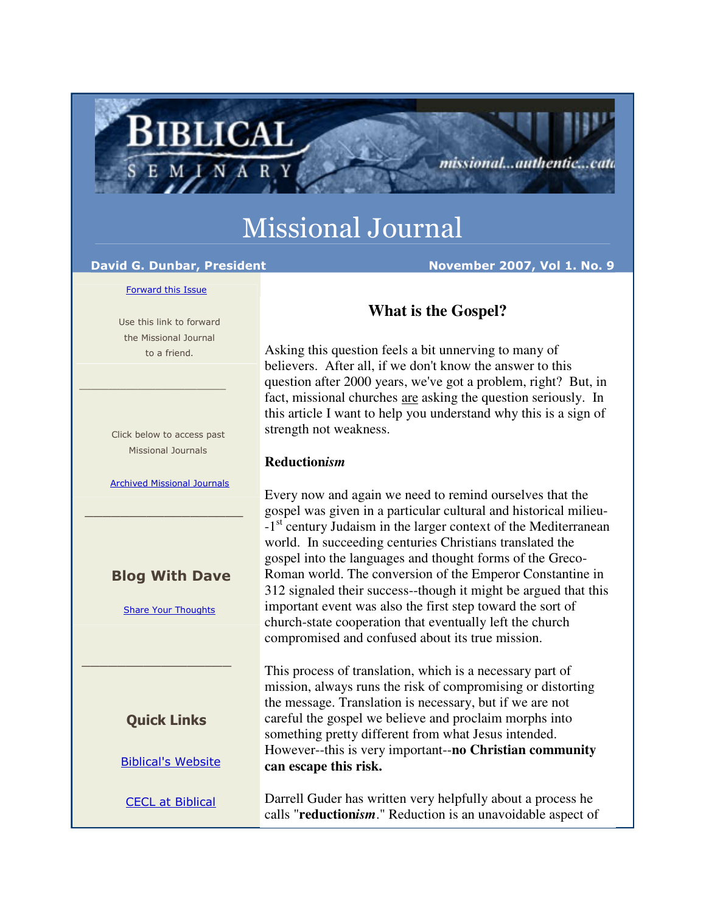# Missional Journal

**David G. Dunbar, President** | **November 2007, Vol 1. No. 9**

Forward this Issue

Use this link to forward the Missional Journal to a friend.

Click below to access past Missional Journals

Archived Missional Journals

### Blog With Dave

Share Your Thoughts

### Quick Links

Biblical's Website

CECL at Biblical

## What is the Gospel?

Asking this question feels a bit unnerving to many of believers. After all, if we don't know the answer to this question after 2000 years, we've got a problem, right? But, in fact, missional churches are asking the question seriously. In this article I want to help you understand why this is a sign of strength not weakness.

### Reduction*ism*

Every now and again we need to remind ourselves that the gospel was given in a particular cultural and historical milieu--1st century Judaism in the larger context of the Mediterranean world. In succeeding centuries Christians translated the gospel into the languages and thought forms of the Greco-Roman world. The conversion of the Emperor Constantine in 312 signaled their success--though it might be argued that this important event was also the first step toward the sort of church-state cooperation that eventually left the church compromised and confused about its true mission.

This process of translation, which is a necessary part of mission, always runs the risk of compromising or distorting the message. Translation is necessary, but if we are not careful the gospel we believe and proclaim morphs into something pretty different from what Jesus intended. However--this is very important--**no Christian community can escape this risk.**

Darrell Guder has written very helpfully about a process he calls "**reduction*ism***." Reduction is an unavoidable aspect of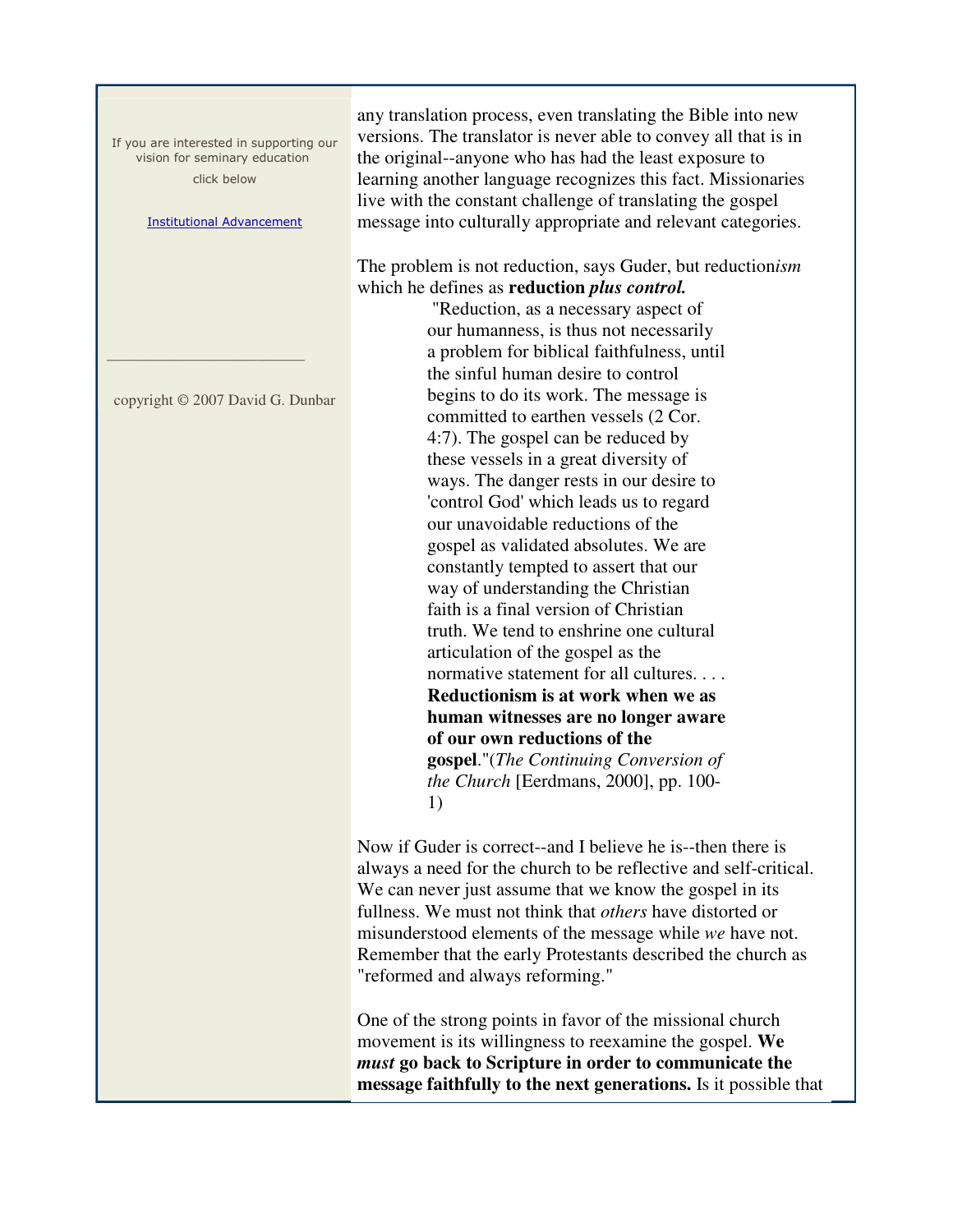If you are interested in supporting our vision for seminary education click below

[Institutional Advancement]

copyright © 2007 David G. Dunbar

any translation process, even translating the Bible into new versions. The translator is never able to convey all that is in the original--anyone who has had the least exposure to learning another language recognizes this fact. Missionaries live with the constant challenge of translating the gospel message into culturally appropriate and relevant categories.

The problem is not reduction, says Guder, but reduction*ism* which he defines as **reduction *plus control.***

> "Reduction, as a necessary aspect of our humanness, is thus not necessarily a problem for biblical faithfulness, until the sinful human desire to control begins to do its work. The message is committed to earthen vessels (2 Cor. 4:7). The gospel can be reduced by these vessels in a great diversity of ways. The danger rests in our desire to 'control God' which leads us to regard our unavoidable reductions of the gospel as validated absolutes. We are constantly tempted to assert that our way of understanding the Christian faith is a final version of Christian truth. We tend to enshrine one cultural articulation of the gospel as the normative statement for all cultures. . . . **Reductionism is at work when we as human witnesses are no longer aware of our own reductions of the gospel**."(*The Continuing Conversion of the Church* [Eerdmans, 2000], pp. 100-1)

Now if Guder is correct--and I believe he is--then there is always a need for the church to be reflective and self-critical. We can never just assume that we know the gospel in its fullness. We must not think that *others* have distorted or misunderstood elements of the message while *we* have not. Remember that the early Protestants described the church as "reformed and always reforming."

One of the strong points in favor of the missional church movement is its willingness to reexamine the gospel. **We *must* go back to Scripture in order to communicate the message faithfully to the next generations.** Is it possible that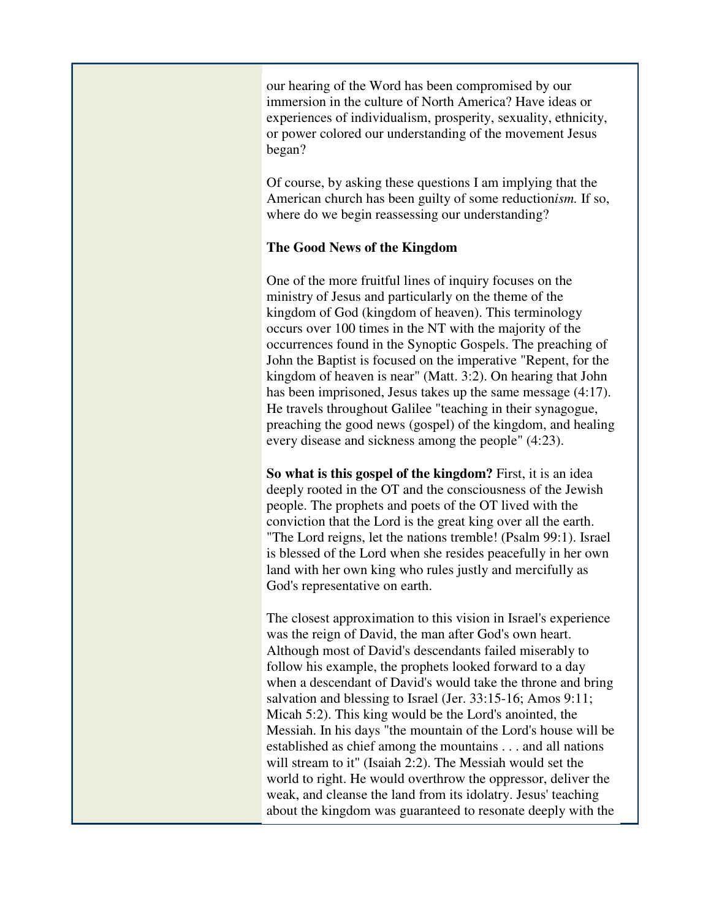our hearing of the Word has been compromised by our immersion in the culture of North America? Have ideas or experiences of individualism, prosperity, sexuality, ethnicity, or power colored our understanding of the movement Jesus began?

Of course, by asking these questions I am implying that the American church has been guilty of some reduction*ism.* If so, where do we begin reassessing our understanding?

**The Good News of the Kingdom**

One of the more fruitful lines of inquiry focuses on the ministry of Jesus and particularly on the theme of the kingdom of God (kingdom of heaven). This terminology occurs over 100 times in the NT with the majority of the occurrences found in the Synoptic Gospels. The preaching of John the Baptist is focused on the imperative "Repent, for the kingdom of heaven is near" (Matt. 3:2). On hearing that John has been imprisoned, Jesus takes up the same message (4:17). He travels throughout Galilee "teaching in their synagogue, preaching the good news (gospel) of the kingdom, and healing every disease and sickness among the people" (4:23).

**So what is this gospel of the kingdom?** First, it is an idea deeply rooted in the OT and the consciousness of the Jewish people. The prophets and poets of the OT lived with the conviction that the Lord is the great king over all the earth. "The Lord reigns, let the nations tremble! (Psalm 99:1). Israel is blessed of the Lord when she resides peacefully in her own land with her own king who rules justly and mercifully as God's representative on earth.

The closest approximation to this vision in Israel's experience was the reign of David, the man after God's own heart. Although most of David's descendants failed miserably to follow his example, the prophets looked forward to a day when a descendant of David's would take the throne and bring salvation and blessing to Israel (Jer. 33:15-16; Amos 9:11; Micah 5:2). This king would be the Lord's anointed, the Messiah. In his days "the mountain of the Lord's house will be established as chief among the mountains . . . and all nations will stream to it" (Isaiah 2:2). The Messiah would set the world to right. He would overthrow the oppressor, deliver the weak, and cleanse the land from its idolatry. Jesus' teaching about the kingdom was guaranteed to resonate deeply with the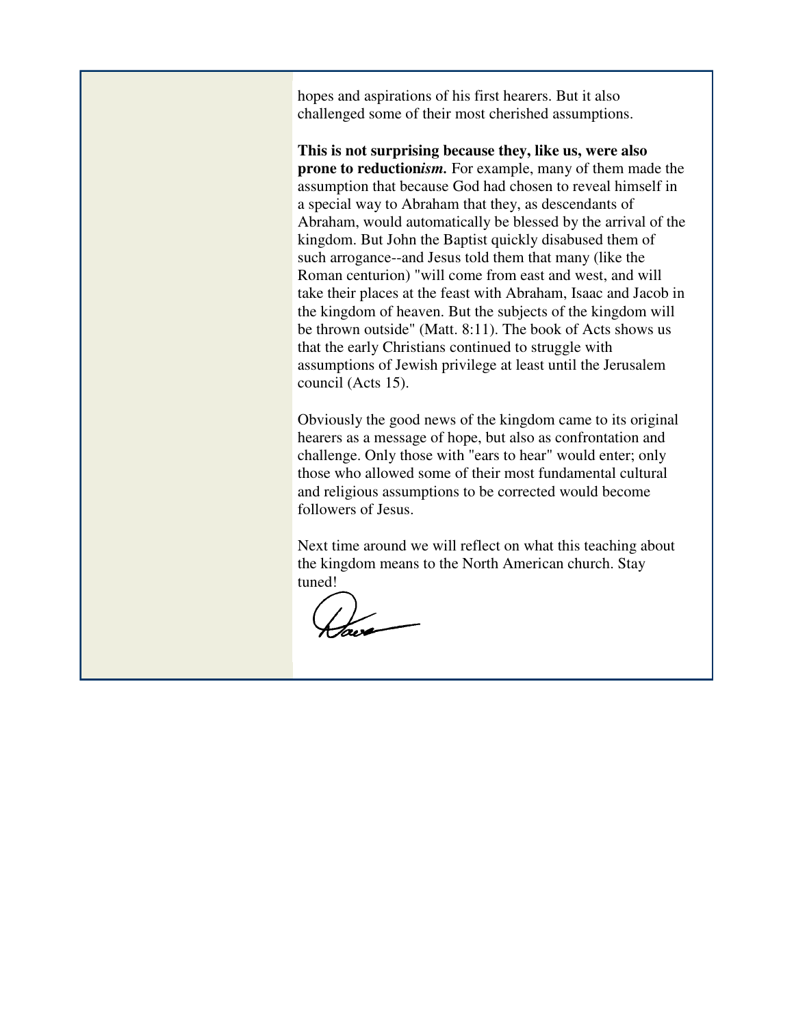hopes and aspirations of his first hearers. But it also challenged some of their most cherished assumptions.

**This is not surprising because they, like us, were also prone to reduction*ism.*** For example, many of them made the assumption that because God had chosen to reveal himself in a special way to Abraham that they, as descendants of Abraham, would automatically be blessed by the arrival of the kingdom. But John the Baptist quickly disabused them of such arrogance--and Jesus told them that many (like the Roman centurion) "will come from east and west, and will take their places at the feast with Abraham, Isaac and Jacob in the kingdom of heaven. But the subjects of the kingdom will be thrown outside" (Matt. 8:11). The book of Acts shows us that the early Christians continued to struggle with assumptions of Jewish privilege at least until the Jerusalem council (Acts 15).

Obviously the good news of the kingdom came to its original hearers as a message of hope, but also as confrontation and challenge. Only those with "ears to hear" would enter; only those who allowed some of their most fundamental cultural and religious assumptions to be corrected would become followers of Jesus.

Next time around we will reflect on what this teaching about the kingdom means to the North American church. Stay tuned!

Dave